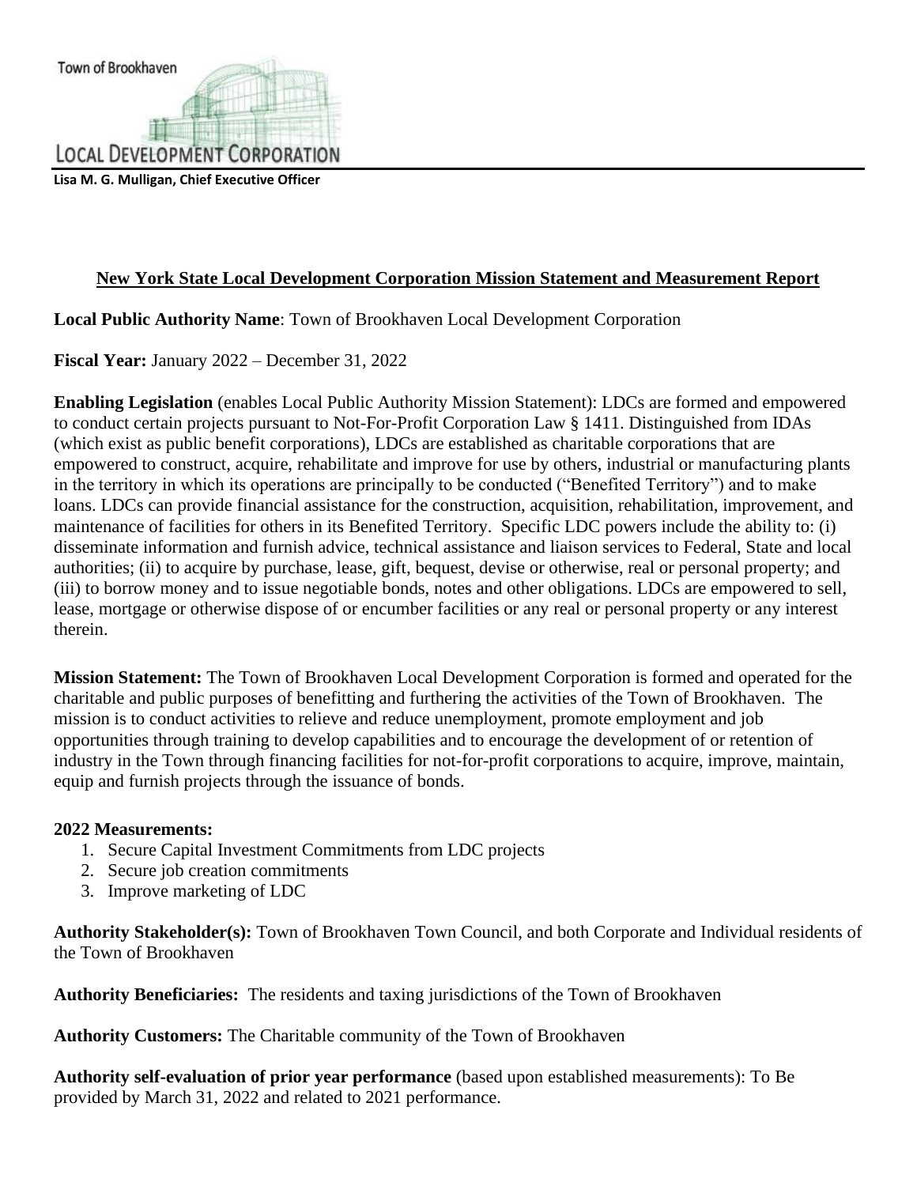Town of Brookhaven

LOCAL DEVELOPMENT CORPORATION

**Lisa M. G. Mulligan, Chief Executive Officer**

## New York State Local Development Corporation Mission Statement and Measurement Report

**Local Public Authority Name**: Town of Brookhaven Local Development Corporation

**Fiscal Year:** January 2022 – December 31, 2022

**Enabling Legislation** (enables Local Public Authority Mission Statement): LDCs are formed and empowered to conduct certain projects pursuant to Not-For-Profit Corporation Law § 1411. Distinguished from IDAs (which exist as public benefit corporations), LDCs are established as charitable corporations that are empowered to construct, acquire, rehabilitate and improve for use by others, industrial or manufacturing plants in the territory in which its operations are principally to be conducted ("Benefited Territory") and to make loans. LDCs can provide financial assistance for the construction, acquisition, rehabilitation, improvement, and maintenance of facilities for others in its Benefited Territory. Specific LDC powers include the ability to: (i) disseminate information and furnish advice, technical assistance and liaison services to Federal, State and local authorities; (ii) to acquire by purchase, lease, gift, bequest, devise or otherwise, real or personal property; and (iii) to borrow money and to issue negotiable bonds, notes and other obligations. LDCs are empowered to sell, lease, mortgage or otherwise dispose of or encumber facilities or any real or personal property or any interest therein.

**Mission Statement:** The Town of Brookhaven Local Development Corporation is formed and operated for the charitable and public purposes of benefitting and furthering the activities of the Town of Brookhaven. The mission is to conduct activities to relieve and reduce unemployment, promote employment and job opportunities through training to develop capabilities and to encourage the development of or retention of industry in the Town through financing facilities for not-for-profit corporations to acquire, improve, maintain, equip and furnish projects through the issuance of bonds.

**2022 Measurements:**

1. Secure Capital Investment Commitments from LDC projects
2. Secure job creation commitments
3. Improve marketing of LDC

**Authority Stakeholder(s):** Town of Brookhaven Town Council, and both Corporate and Individual residents of the Town of Brookhaven

**Authority Beneficiaries:** The residents and taxing jurisdictions of the Town of Brookhaven

**Authority Customers:** The Charitable community of the Town of Brookhaven

**Authority self-evaluation of prior year performance** (based upon established measurements): To Be provided by March 31, 2022 and related to 2021 performance.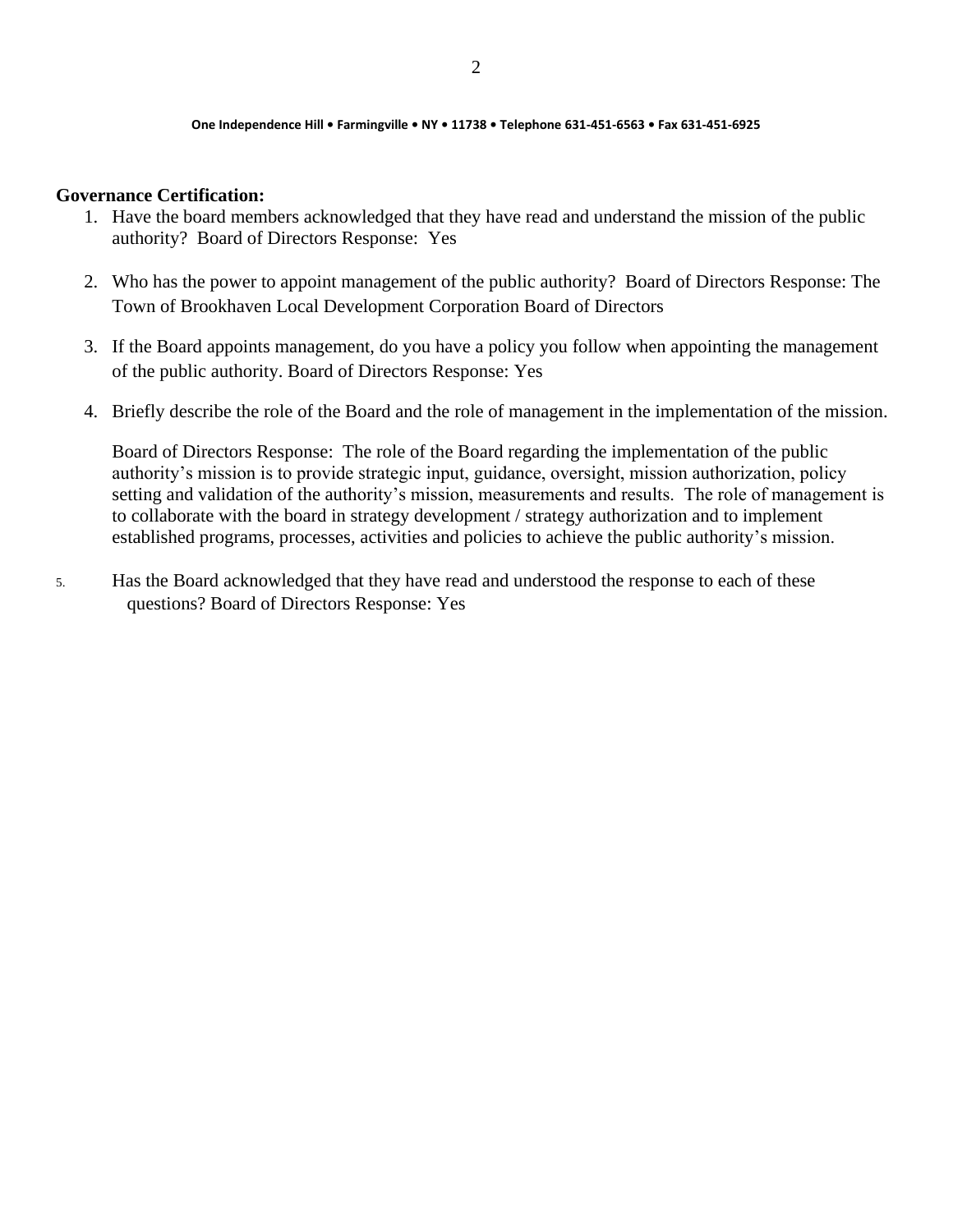**Governance Certification:**

1. Have the board members acknowledged that they have read and understand the mission of the public authority? Board of Directors Response: Yes

2. Who has the power to appoint management of the public authority? Board of Directors Response: The Town of Brookhaven Local Development Corporation Board of Directors

3. If the Board appoints management, do you have a policy you follow when appointing the management of the public authority. Board of Directors Response: Yes

4. Briefly describe the role of the Board and the role of management in the implementation of the mission.

   Board of Directors Response: The role of the Board regarding the implementation of the public authority's mission is to provide strategic input, guidance, oversight, mission authorization, policy setting and validation of the authority's mission, measurements and results. The role of management is to collaborate with the board in strategy development / strategy authorization and to implement established programs, processes, activities and policies to achieve the public authority's mission.

5. Has the Board acknowledged that they have read and understood the response to each of these questions? Board of Directors Response: Yes